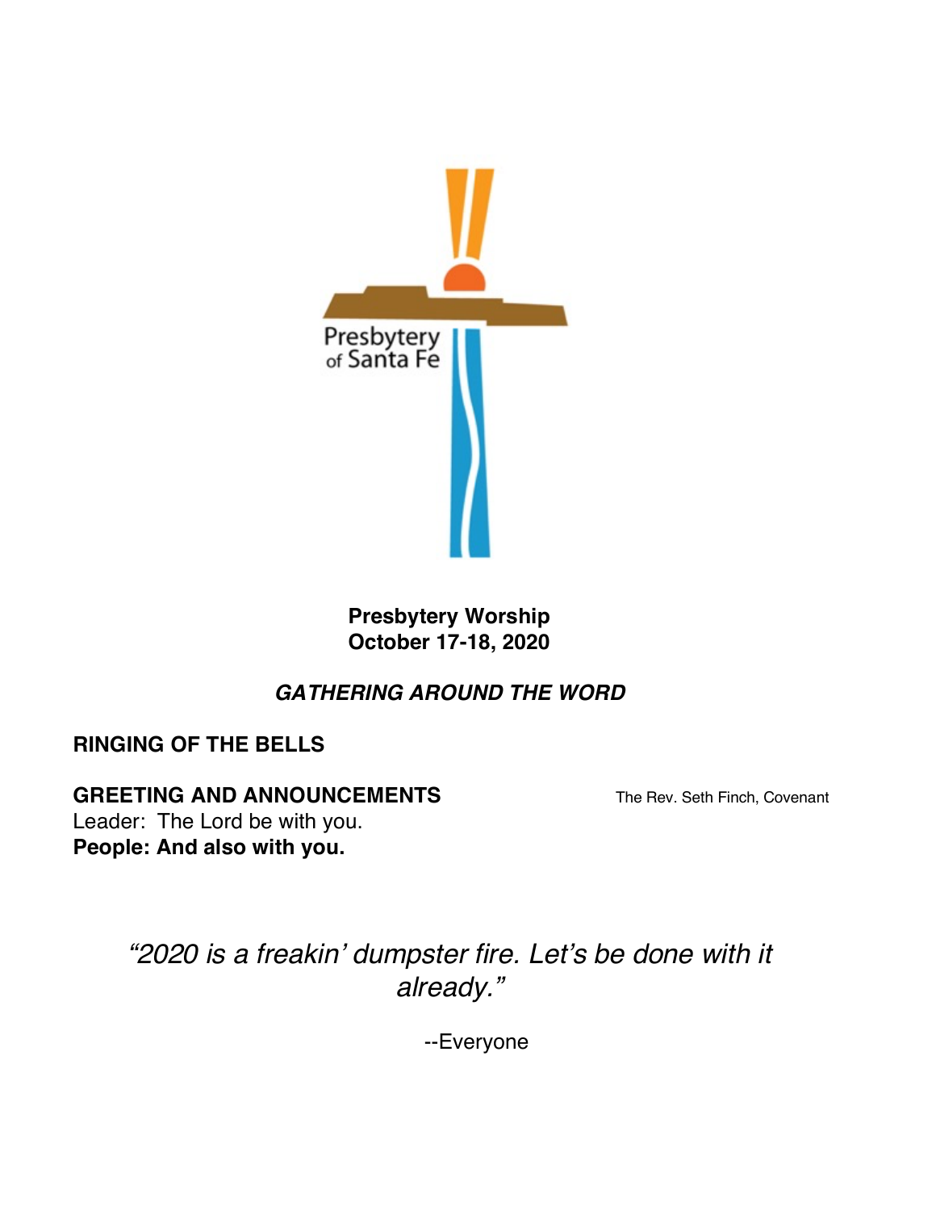Presbytery of Santa Fe

**Presbytery Worship**
**October 17-18, 2020**

***GATHERING AROUND THE WORD***

**RINGING OF THE BELLS**

**GREETING AND ANNOUNCEMENTS** The Rev. Seth Finch, Covenant

Leader: The Lord be with you.
**People: And also with you.**

*"2020 is a freakin' dumpster fire. Let's be done with it already."*

--Everyone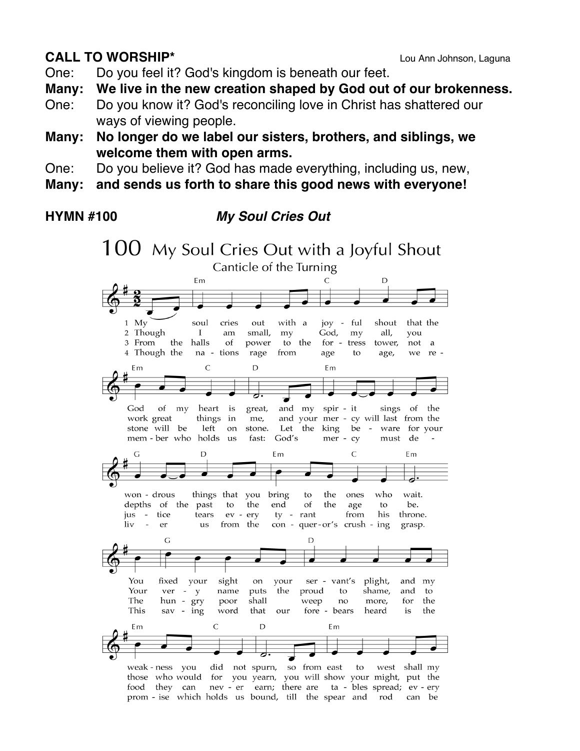**CALL TO WORSHIP*** Lou Ann Johnson, Laguna

One: Do you feel it? God's kingdom is beneath our feet.

**Many: We live in the new creation shaped by God out of our brokenness.**

One: Do you know it? God's reconciling love in Christ has shattered our ways of viewing people.

**Many: No longer do we label our sisters, brothers, and siblings, we welcome them with open arms.**

One: Do you believe it? God has made everything, including us, new,

**Many: and sends us forth to share this good news with everyone!**

**HYMN #100** ***My Soul Cries Out***

100 My Soul Cries Out with a Joyful Shout

Canticle of the Turning

1 My soul cries out with a joyful shout that the God of my heart is great, and my spirit sings of the wondrous things that you bring to the ones who wait. You fixed your sight on your servant's plight, and my weakness you did not spurn, so from east to west shall my

2 Though I am small, my God, my all, you work great things in me, and your mercy will last from the depths of the past to the end of the age to be. Your very name puts the proud to shame, and to those who would for you yearn, you will show your might, put the

3 From the halls of power to the fortress tower, not a stone will be left on stone. Let the king beware for your justice tears every tyrant from his throne. The hungry poor shall weep no more, for the food they can never earn; there are tables spread; every

4 Though the nations rage from age to age, we remember who holds us fast: God's mercy must deliver us from the conqueror's crushing grasp. This saving word that our forebears heard is the promise which holds us bound, till the spear and rod can be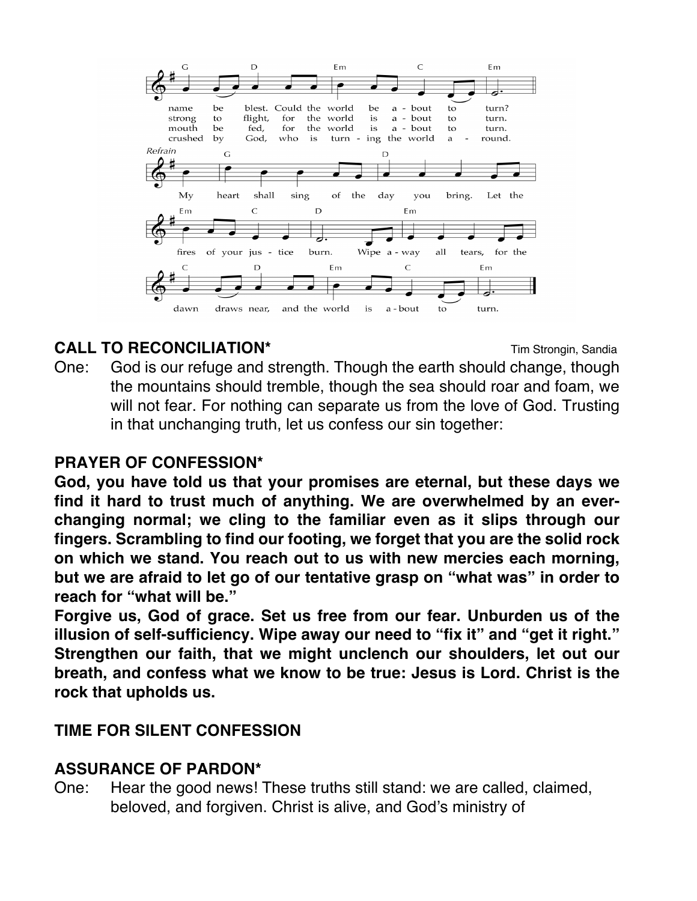name be blest. Could the world be a - bout to turn?
strong to flight, for the world is a - bout to turn.
mouth be fed, for the world is a - bout to turn.
crushed by God, who is turn - ing the world a - round.

*Refrain*
My heart shall sing of the day you bring. Let the fires of your jus - tice burn. Wipe a - way all tears, for the dawn draws near, and the world is a - bout to turn.

**CALL TO RECONCILIATION*** Tim Strongin, Sandia

One: God is our refuge and strength. Though the earth should change, though the mountains should tremble, though the sea should roar and foam, we will not fear. For nothing can separate us from the love of God. Trusting in that unchanging truth, let us confess our sin together:

**PRAYER OF CONFESSION***

**God, you have told us that your promises are eternal, but these days we find it hard to trust much of anything. We are overwhelmed by an ever-changing normal; we cling to the familiar even as it slips through our fingers. Scrambling to find our footing, we forget that you are the solid rock on which we stand. You reach out to us with new mercies each morning, but we are afraid to let go of our tentative grasp on "what was" in order to reach for "what will be."**

**Forgive us, God of grace. Set us free from our fear. Unburden us of the illusion of self-sufficiency. Wipe away our need to "fix it" and "get it right." Strengthen our faith, that we might unclench our shoulders, let out our breath, and confess what we know to be true: Jesus is Lord. Christ is the rock that upholds us.**

**TIME FOR SILENT CONFESSION**

**ASSURANCE OF PARDON***

One: Hear the good news! These truths still stand: we are called, claimed, beloved, and forgiven. Christ is alive, and God's ministry of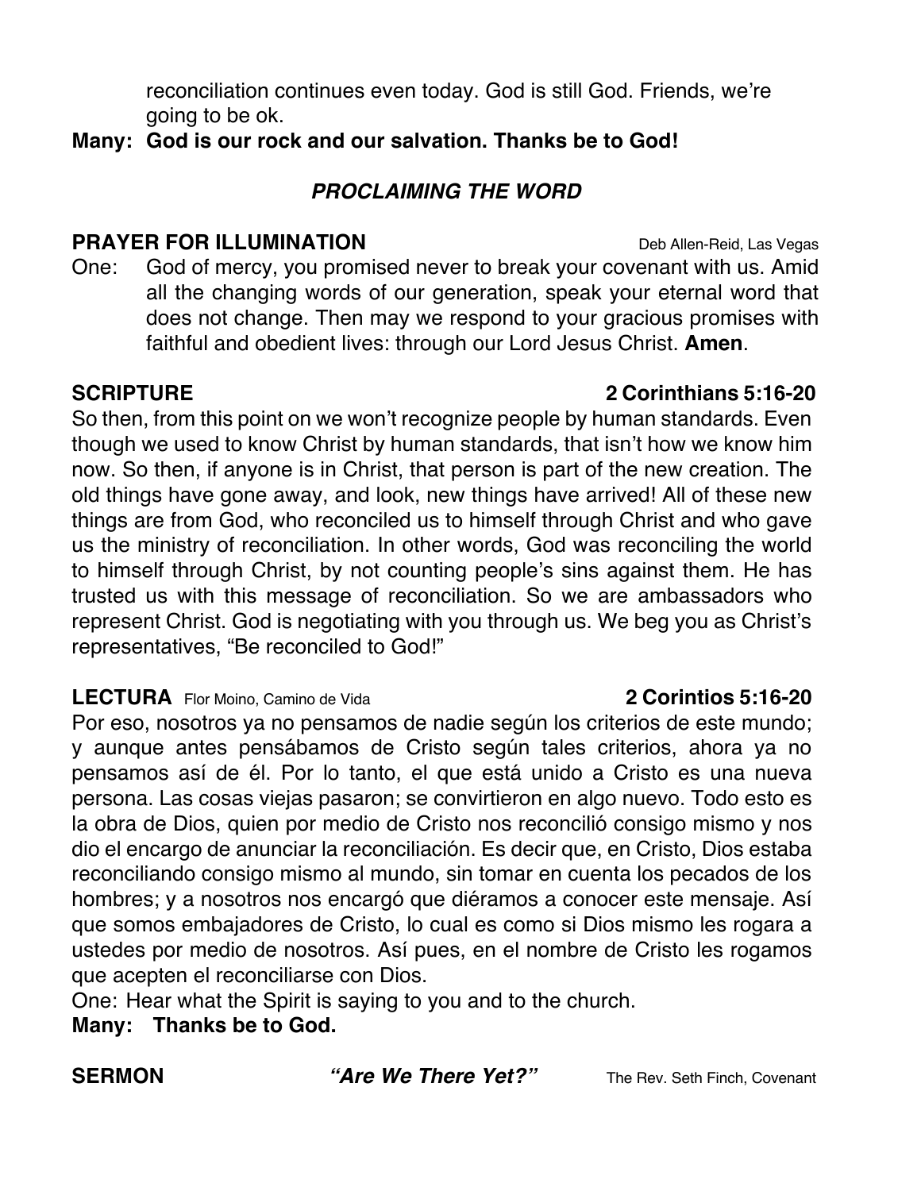reconciliation continues even today. God is still God. Friends, we're going to be ok.

**Many: God is our rock and our salvation. Thanks be to God!**

### *PROCLAIMING THE WORD*

**PRAYER FOR ILLUMINATION** Deb Allen-Reid, Las Vegas

One: God of mercy, you promised never to break your covenant with us. Amid all the changing words of our generation, speak your eternal word that does not change. Then may we respond to your gracious promises with faithful and obedient lives: through our Lord Jesus Christ. **Amen**.

**SCRIPTURE** **2 Corinthians 5:16-20**

So then, from this point on we won't recognize people by human standards. Even though we used to know Christ by human standards, that isn't how we know him now. So then, if anyone is in Christ, that person is part of the new creation. The old things have gone away, and look, new things have arrived! All of these new things are from God, who reconciled us to himself through Christ and who gave us the ministry of reconciliation. In other words, God was reconciling the world to himself through Christ, by not counting people's sins against them. He has trusted us with this message of reconciliation. So we are ambassadors who represent Christ. God is negotiating with you through us. We beg you as Christ's representatives, "Be reconciled to God!"

**LECTURA** Flor Moino, Camino de Vida **2 Corintios 5:16-20**

Por eso, nosotros ya no pensamos de nadie según los criterios de este mundo; y aunque antes pensábamos de Cristo según tales criterios, ahora ya no pensamos así de él. Por lo tanto, el que está unido a Cristo es una nueva persona. Las cosas viejas pasaron; se convirtieron en algo nuevo. Todo esto es la obra de Dios, quien por medio de Cristo nos reconcilió consigo mismo y nos dio el encargo de anunciar la reconciliación. Es decir que, en Cristo, Dios estaba reconciliando consigo mismo al mundo, sin tomar en cuenta los pecados de los hombres; y a nosotros nos encargó que diéramos a conocer este mensaje. Así que somos embajadores de Cristo, lo cual es como si Dios mismo les rogara a ustedes por medio de nosotros. Así pues, en el nombre de Cristo les rogamos que acepten el reconciliarse con Dios.

One: Hear what the Spirit is saying to you and to the church.

**Many: Thanks be to God.**

**SERMON** ***"Are We There Yet?"*** The Rev. Seth Finch, Covenant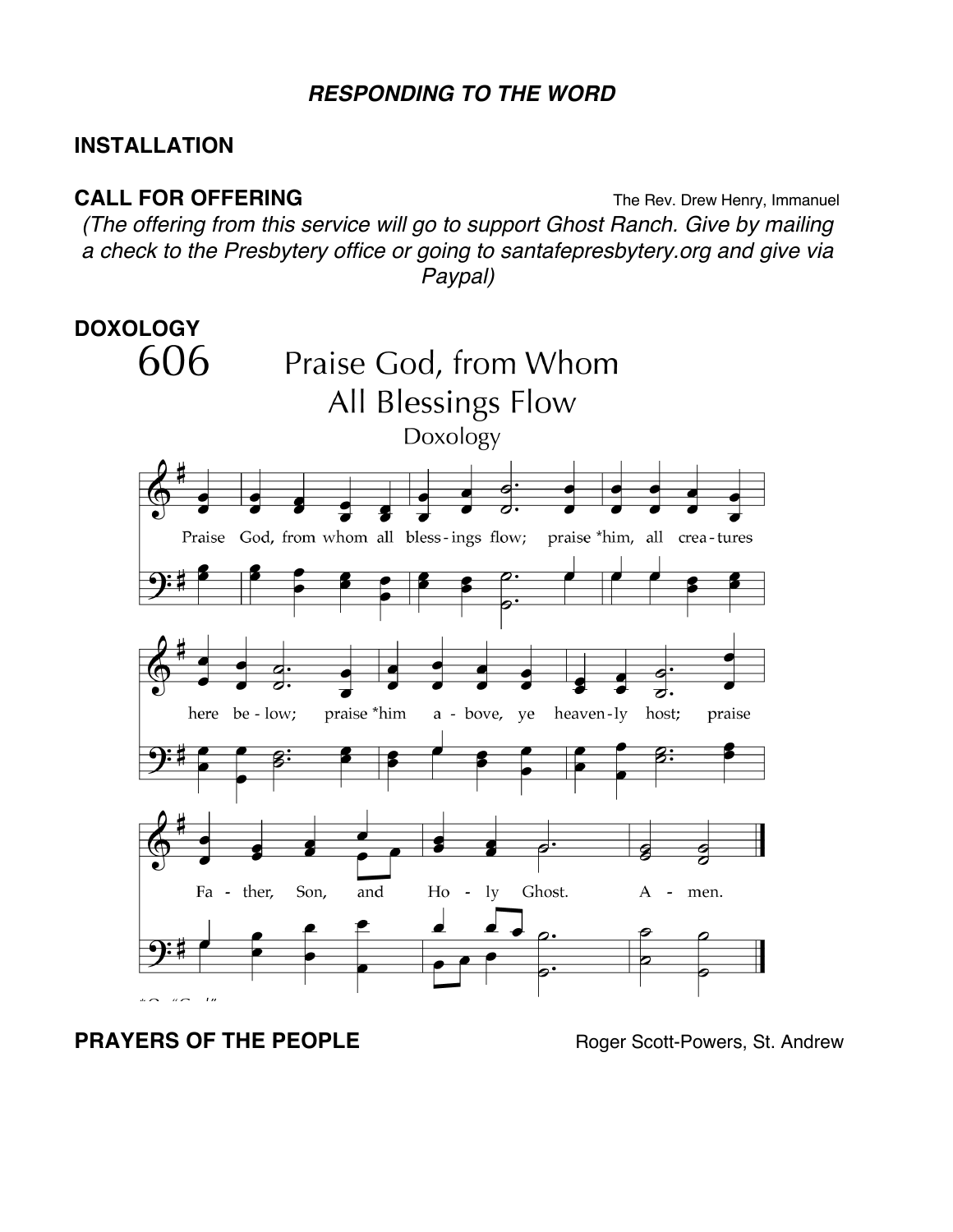***RESPONDING TO THE WORD***

**INSTALLATION**

**CALL FOR OFFERING** The Rev. Drew Henry, Immanuel

*(The offering from this service will go to support Ghost Ranch. Give by mailing a check to the Presbytery office or going to santafepresbytery.org and give via Paypal)*

**DOXOLOGY**

606 Praise God, from Whom All Blessings Flow

Doxology

Praise God, from whom all bless-ings flow; praise *him, all crea-tures here be-low; praise *him a-bove, ye heaven-ly host; praise Fa-ther, Son, and Ho-ly Ghost. A-men.

**PRAYERS OF THE PEOPLE** Roger Scott-Powers, St. Andrew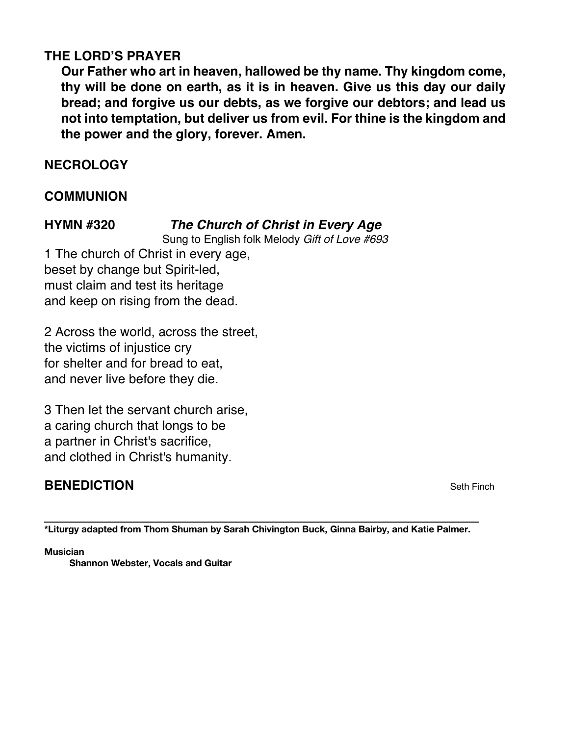**THE LORD'S PRAYER**

**Our Father who art in heaven, hallowed be thy name. Thy kingdom come, thy will be done on earth, as it is in heaven. Give us this day our daily bread; and forgive us our debts, as we forgive our debtors; and lead us not into temptation, but deliver us from evil. For thine is the kingdom and the power and the glory, forever. Amen.**

**NECROLOGY**

**COMMUNION**

**HYMN #320** ***The Church of Christ in Every Age***

Sung to English folk Melody *Gift of Love #693*

1 The church of Christ in every age,
beset by change but Spirit-led,
must claim and test its heritage
and keep on rising from the dead.

2 Across the world, across the street,
the victims of injustice cry
for shelter and for bread to eat,
and never live before they die.

3 Then let the servant church arise,
a caring church that longs to be
a partner in Christ's sacrifice,
and clothed in Christ's humanity.

**BENEDICTION** Seth Finch

---

**\*Liturgy adapted from Thom Shuman by Sarah Chivington Buck, Ginna Bairby, and Katie Palmer.**

**Musician**

**Shannon Webster, Vocals and Guitar**